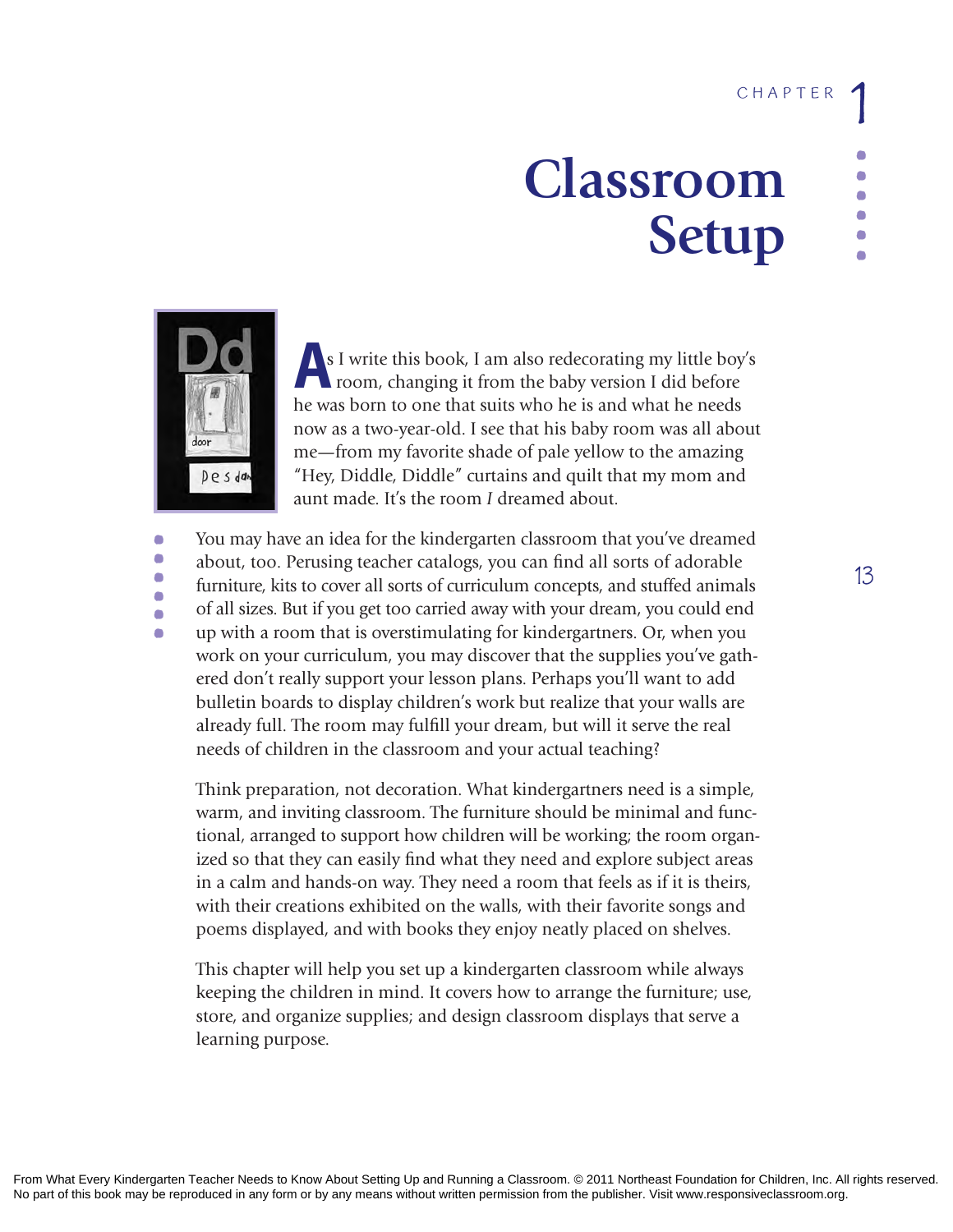CHAPTER 1

# Classroom Setup

As I write this book, I am also redecorating my little boy's room, changing it from the baby version I did before he was born to one that suits who he is and what he needs now as a two-year-old. I see that his baby room was all about me—from my favorite shade of pale yellow to the amazing "Hey, Diddle, Diddle" curtains and quilt that my mom and aunt made. It's the room *I* dreamed about.

You may have an idea for the kindergarten classroom that you've dreamed about, too. Perusing teacher catalogs, you can find all sorts of adorable furniture, kits to cover all sorts of curriculum concepts, and stuffed animals of all sizes. But if you get too carried away with your dream, you could end up with a room that is overstimulating for kindergartners. Or, when you work on your curriculum, you may discover that the supplies you've gathered don't really support your lesson plans. Perhaps you'll want to add bulletin boards to display children's work but realize that your walls are already full. The room may fulfill your dream, but will it serve the real needs of children in the classroom and your actual teaching?

Think preparation, not decoration. What kindergartners need is a simple, warm, and inviting classroom. The furniture should be minimal and functional, arranged to support how children will be working; the room organized so that they can easily find what they need and explore subject areas in a calm and hands-on way. They need a room that feels as if it is theirs, with their creations exhibited on the walls, with their favorite songs and poems displayed, and with books they enjoy neatly placed on shelves.

This chapter will help you set up a kindergarten classroom while always keeping the children in mind. It covers how to arrange the furniture; use, store, and organize supplies; and design classroom displays that serve a learning purpose.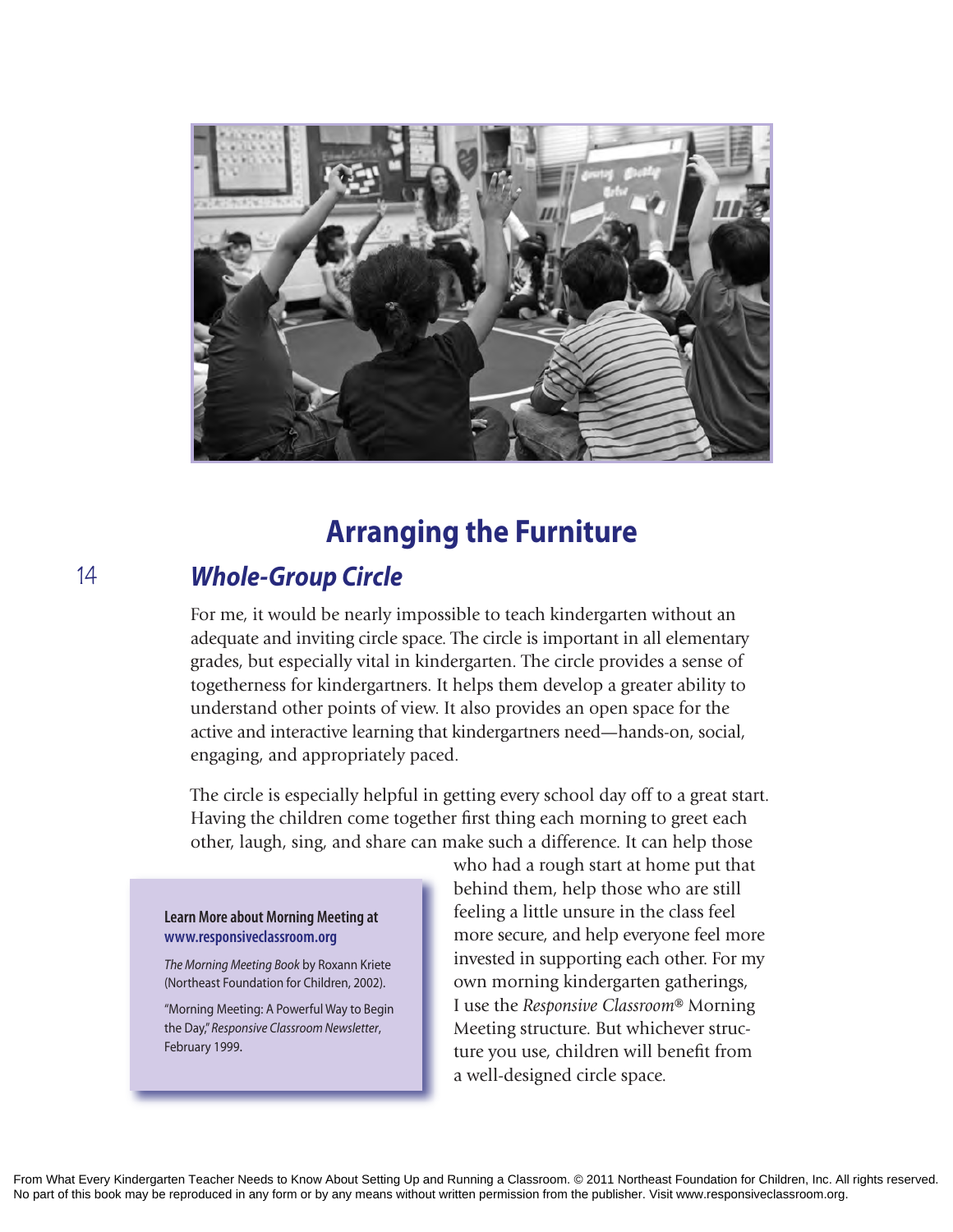# Arranging the Furniture

## *Whole-Group Circle*

For me, it would be nearly impossible to teach kindergarten without an adequate and inviting circle space. The circle is important in all elementary grades, but especially vital in kindergarten. The circle provides a sense of togetherness for kindergartners. It helps them develop a greater ability to understand other points of view. It also provides an open space for the active and interactive learning that kindergartners need—hands-on, social, engaging, and appropriately paced.

The circle is especially helpful in getting every school day off to a great start. Having the children come together first thing each morning to greet each other, laugh, sing, and share can make such a difference. It can help those who had a rough start at home put that behind them, help those who are still feeling a little unsure in the class feel more secure, and help everyone feel more invested in supporting each other. For my own morning kindergarten gatherings, I use the *Responsive Classroom*® Morning Meeting structure. But whichever structure you use, children will benefit from a well-designed circle space.

**Learn More about Morning Meeting at www.responsiveclassroom.org**

*The Morning Meeting Book* by Roxann Kriete (Northeast Foundation for Children, 2002).

"Morning Meeting: A Powerful Way to Begin the Day," *Responsive Classroom Newsletter*, February 1999.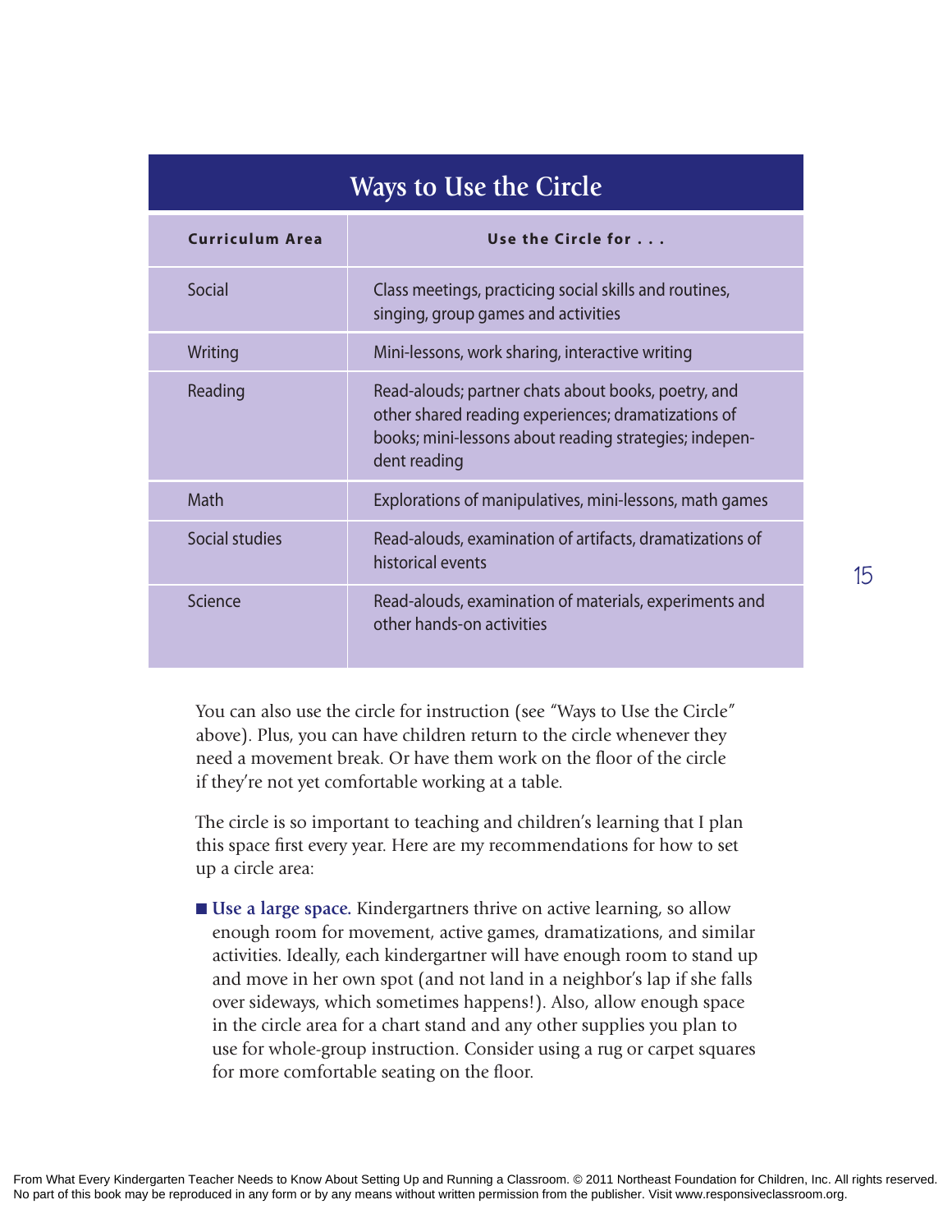## Ways to Use the Circle

| Curriculum Area | Use the Circle for . . . |
|---|---|
| Social | Class meetings, practicing social skills and routines, singing, group games and activities |
| Writing | Mini-lessons, work sharing, interactive writing |
| Reading | Read-alouds; partner chats about books, poetry, and other shared reading experiences; dramatizations of books; mini-lessons about reading strategies; independent reading |
| Math | Explorations of manipulatives, mini-lessons, math games |
| Social studies | Read-alouds, examination of artifacts, dramatizations of historical events |
| Science | Read-alouds, examination of materials, experiments and other hands-on activities |

You can also use the circle for instruction (see "Ways to Use the Circle" above). Plus, you can have children return to the circle whenever they need a movement break. Or have them work on the floor of the circle if they're not yet comfortable working at a table.

The circle is so important to teaching and children's learning that I plan this space first every year. Here are my recommendations for how to set up a circle area:

- **Use a large space.** Kindergartners thrive on active learning, so allow enough room for movement, active games, dramatizations, and similar activities. Ideally, each kindergartner will have enough room to stand up and move in her own spot (and not land in a neighbor's lap if she falls over sideways, which sometimes happens!). Also, allow enough space in the circle area for a chart stand and any other supplies you plan to use for whole-group instruction. Consider using a rug or carpet squares for more comfortable seating on the floor.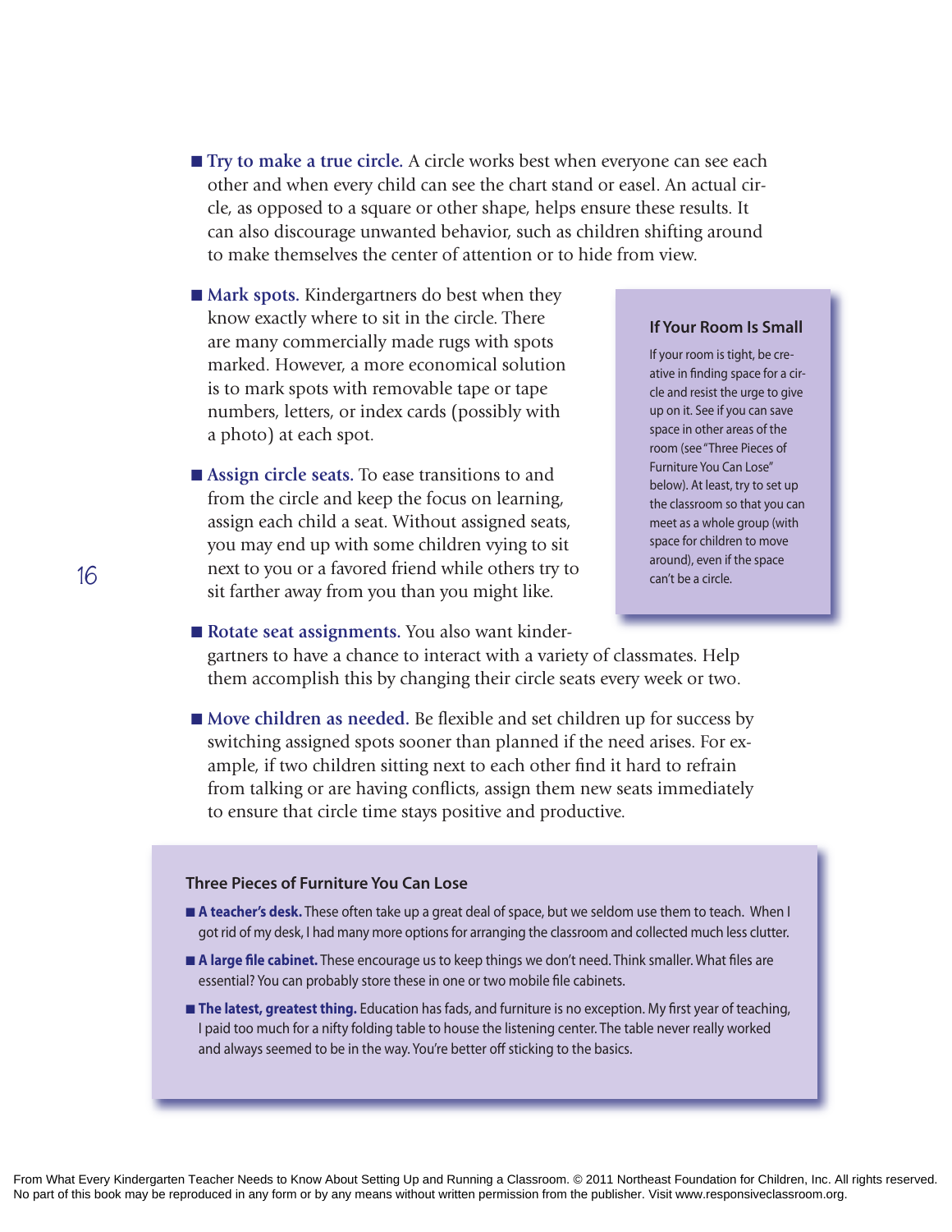- **Try to make a true circle.** A circle works best when everyone can see each other and when every child can see the chart stand or easel. An actual circle, as opposed to a square or other shape, helps ensure these results. It can also discourage unwanted behavior, such as children shifting around to make themselves the center of attention or to hide from view.

- **Mark spots.** Kindergartners do best when they know exactly where to sit in the circle. There are many commercially made rugs with spots marked. However, a more economical solution is to mark spots with removable tape or tape numbers, letters, or index cards (possibly with a photo) at each spot.

- **Assign circle seats.** To ease transitions to and from the circle and keep the focus on learning, assign each child a seat. Without assigned seats, you may end up with some children vying to sit next to you or a favored friend while others try to sit farther away from you than you might like.

- **Rotate seat assignments.** You also want kindergartners to have a chance to interact with a variety of classmates. Help them accomplish this by changing their circle seats every week or two.

- **Move children as needed.** Be flexible and set children up for success by switching assigned spots sooner than planned if the need arises. For example, if two children sitting next to each other find it hard to refrain from talking or are having conflicts, assign them new seats immediately to ensure that circle time stays positive and productive.

### If Your Room Is Small

If your room is tight, be creative in finding space for a circle and resist the urge to give up on it. See if you can save space in other areas of the room (see "Three Pieces of Furniture You Can Lose" below). At least, try to set up the classroom so that you can meet as a whole group (with space for children to move around), even if the space can't be a circle.

### Three Pieces of Furniture You Can Lose

- **A teacher's desk.** These often take up a great deal of space, but we seldom use them to teach. When I got rid of my desk, I had many more options for arranging the classroom and collected much less clutter.
- **A large file cabinet.** These encourage us to keep things we don't need. Think smaller. What files are essential? You can probably store these in one or two mobile file cabinets.
- **The latest, greatest thing.** Education has fads, and furniture is no exception. My first year of teaching, I paid too much for a nifty folding table to house the listening center. The table never really worked and always seemed to be in the way. You're better off sticking to the basics.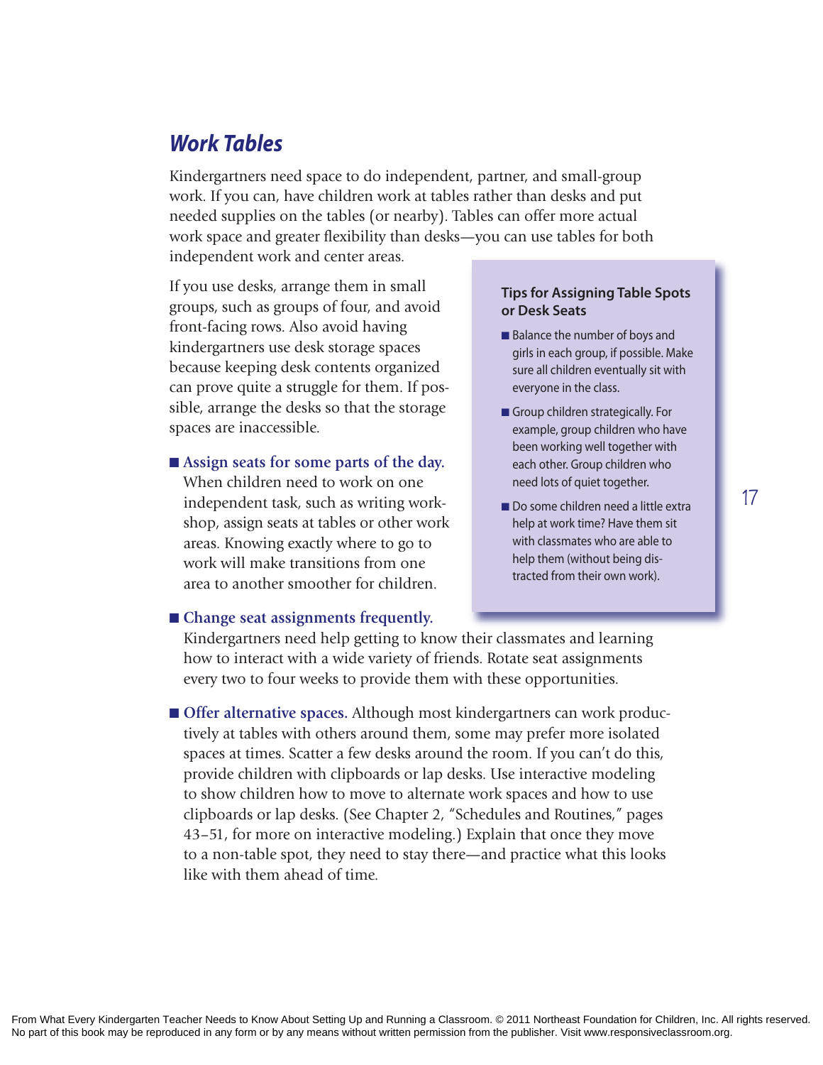## *Work Tables*

Kindergartners need space to do independent, partner, and small-group work. If you can, have children work at tables rather than desks and put needed supplies on the tables (or nearby). Tables can offer more actual work space and greater flexibility than desks—you can use tables for both independent work and center areas.

If you use desks, arrange them in small groups, such as groups of four, and avoid front-facing rows. Also avoid having kindergartners use desk storage spaces because keeping desk contents organized can prove quite a struggle for them. If possible, arrange the desks so that the storage spaces are inaccessible.

- **Assign seats for some parts of the day.** When children need to work on one independent task, such as writing workshop, assign seats at tables or other work areas. Knowing exactly where to go to work will make transitions from one area to another smoother for children.
- **Change seat assignments frequently.** Kindergartners need help getting to know their classmates and learning how to interact with a wide variety of friends. Rotate seat assignments every two to four weeks to provide them with these opportunities.
- **Offer alternative spaces.** Although most kindergartners can work productively at tables with others around them, some may prefer more isolated spaces at times. Scatter a few desks around the room. If you can't do this, provide children with clipboards or lap desks. Use interactive modeling to show children how to move to alternate work spaces and how to use clipboards or lap desks. (See Chapter 2, "Schedules and Routines," pages 43–51, for more on interactive modeling.) Explain that once they move to a non-table spot, they need to stay there—and practice what this looks like with them ahead of time.

> **Tips for Assigning Table Spots or Desk Seats**
>
> - Balance the number of boys and girls in each group, if possible. Make sure all children eventually sit with everyone in the class.
> - Group children strategically. For example, group children who have been working well together with each other. Group children who need lots of quiet together.
> - Do some children need a little extra help at work time? Have them sit with classmates who are able to help them (without being distracted from their own work).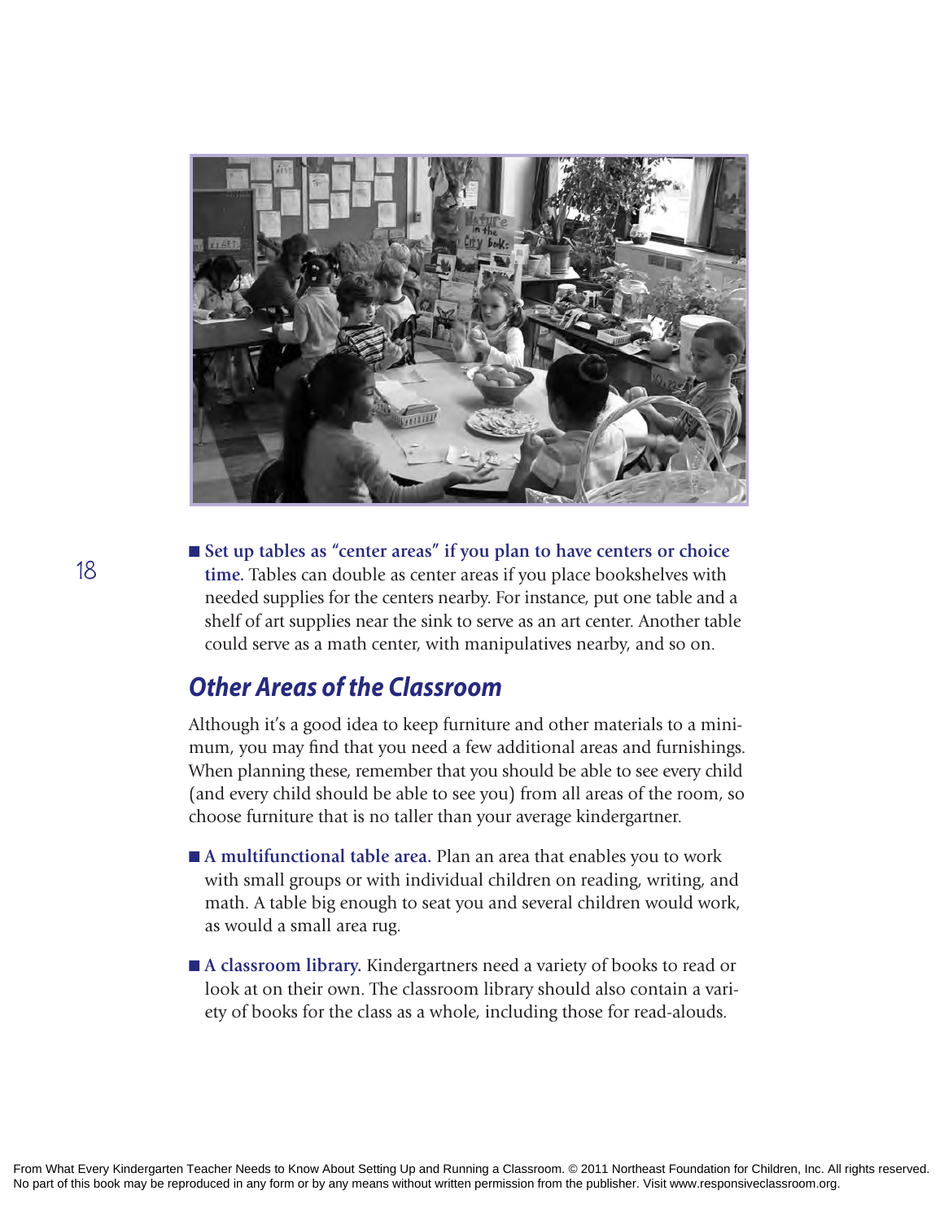- **Set up tables as "center areas" if you plan to have centers or choice time.** Tables can double as center areas if you place bookshelves with needed supplies for the centers nearby. For instance, put one table and a shelf of art supplies near the sink to serve as an art center. Another table could serve as a math center, with manipulatives nearby, and so on.

## *Other Areas of the Classroom*

Although it's a good idea to keep furniture and other materials to a minimum, you may find that you need a few additional areas and furnishings. When planning these, remember that you should be able to see every child (and every child should be able to see you) from all areas of the room, so choose furniture that is no taller than your average kindergartner.

- **A multifunctional table area.** Plan an area that enables you to work with small groups or with individual children on reading, writing, and math. A table big enough to seat you and several children would work, as would a small area rug.

- **A classroom library.** Kindergartners need a variety of books to read or look at on their own. The classroom library should also contain a variety of books for the class as a whole, including those for read-alouds.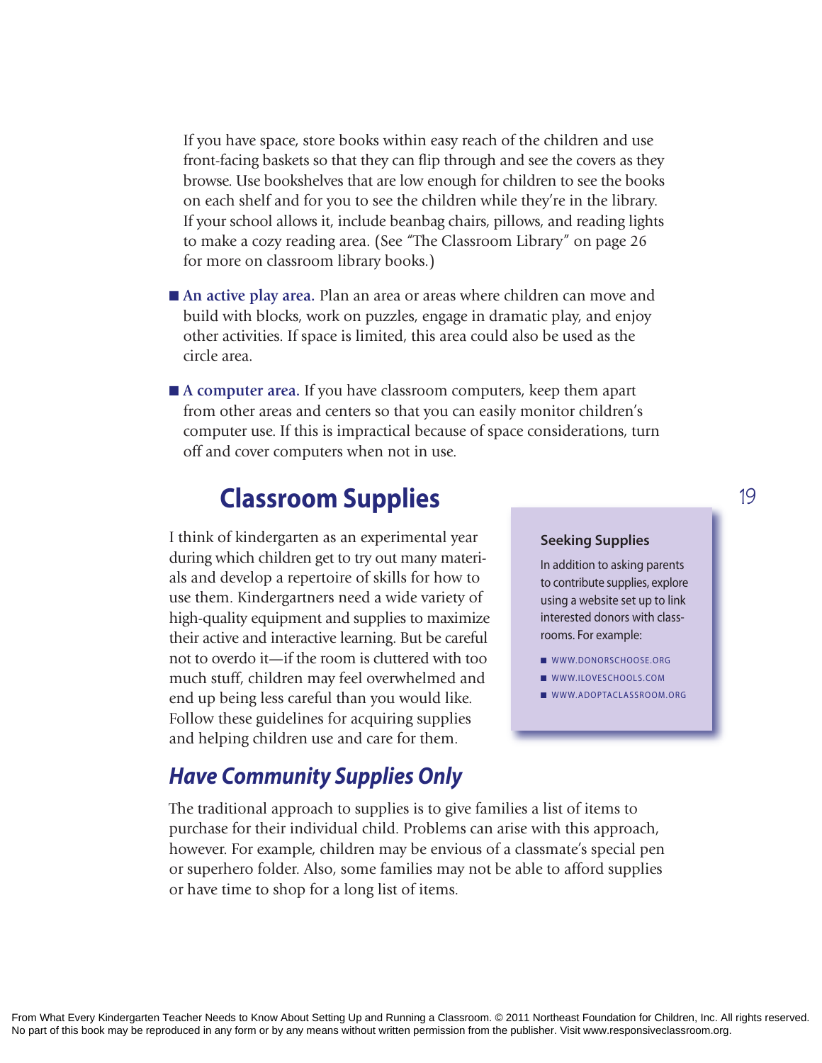If you have space, store books within easy reach of the children and use front-facing baskets so that they can flip through and see the covers as they browse. Use bookshelves that are low enough for children to see the books on each shelf and for you to see the children while they're in the library. If your school allows it, include beanbag chairs, pillows, and reading lights to make a cozy reading area. (See "The Classroom Library" on page 26 for more on classroom library books.)

- **An active play area.** Plan an area or areas where children can move and build with blocks, work on puzzles, engage in dramatic play, and enjoy other activities. If space is limited, this area could also be used as the circle area.
- **A computer area.** If you have classroom computers, keep them apart from other areas and centers so that you can easily monitor children's computer use. If this is impractical because of space considerations, turn off and cover computers when not in use.

## Classroom Supplies

I think of kindergarten as an experimental year during which children get to try out many materials and develop a repertoire of skills for how to use them. Kindergartners need a wide variety of high-quality equipment and supplies to maximize their active and interactive learning. But be careful not to overdo it—if the room is cluttered with too much stuff, children may feel overwhelmed and end up being less careful than you would like. Follow these guidelines for acquiring supplies and helping children use and care for them.

> **Seeking Supplies**
>
> In addition to asking parents to contribute supplies, explore using a website set up to link interested donors with classrooms. For example:
>
> - WWW.DONORSCHOOSE.ORG
> - WWW.ILOVESCHOOLS.COM
> - WWW.ADOPTACLASSROOM.ORG

### *Have Community Supplies Only*

The traditional approach to supplies is to give families a list of items to purchase for their individual child. Problems can arise with this approach, however. For example, children may be envious of a classmate's special pen or superhero folder. Also, some families may not be able to afford supplies or have time to shop for a long list of items.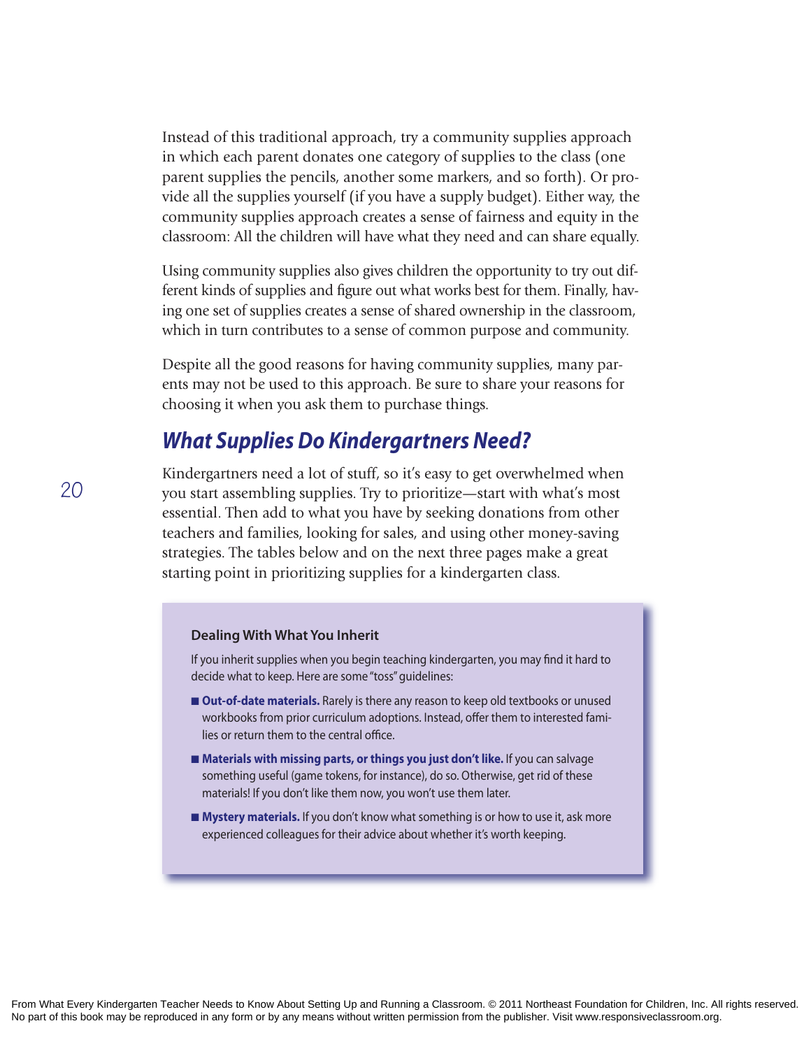Instead of this traditional approach, try a community supplies approach in which each parent donates one category of supplies to the class (one parent supplies the pencils, another some markers, and so forth). Or provide all the supplies yourself (if you have a supply budget). Either way, the community supplies approach creates a sense of fairness and equity in the classroom: All the children will have what they need and can share equally.

Using community supplies also gives children the opportunity to try out different kinds of supplies and figure out what works best for them. Finally, having one set of supplies creates a sense of shared ownership in the classroom, which in turn contributes to a sense of common purpose and community.

Despite all the good reasons for having community supplies, many parents may not be used to this approach. Be sure to share your reasons for choosing it when you ask them to purchase things.

## *What Supplies Do Kindergartners Need?*

Kindergartners need a lot of stuff, so it's easy to get overwhelmed when you start assembling supplies. Try to prioritize—start with what's most essential. Then add to what you have by seeking donations from other teachers and families, looking for sales, and using other money-saving strategies. The tables below and on the next three pages make a great starting point in prioritizing supplies for a kindergarten class.

### Dealing With What You Inherit

If you inherit supplies when you begin teaching kindergarten, you may find it hard to decide what to keep. Here are some "toss" guidelines:

- **Out-of-date materials.** Rarely is there any reason to keep old textbooks or unused workbooks from prior curriculum adoptions. Instead, offer them to interested families or return them to the central office.
- **Materials with missing parts, or things you just don't like.** If you can salvage something useful (game tokens, for instance), do so. Otherwise, get rid of these materials! If you don't like them now, you won't use them later.
- **Mystery materials.** If you don't know what something is or how to use it, ask more experienced colleagues for their advice about whether it's worth keeping.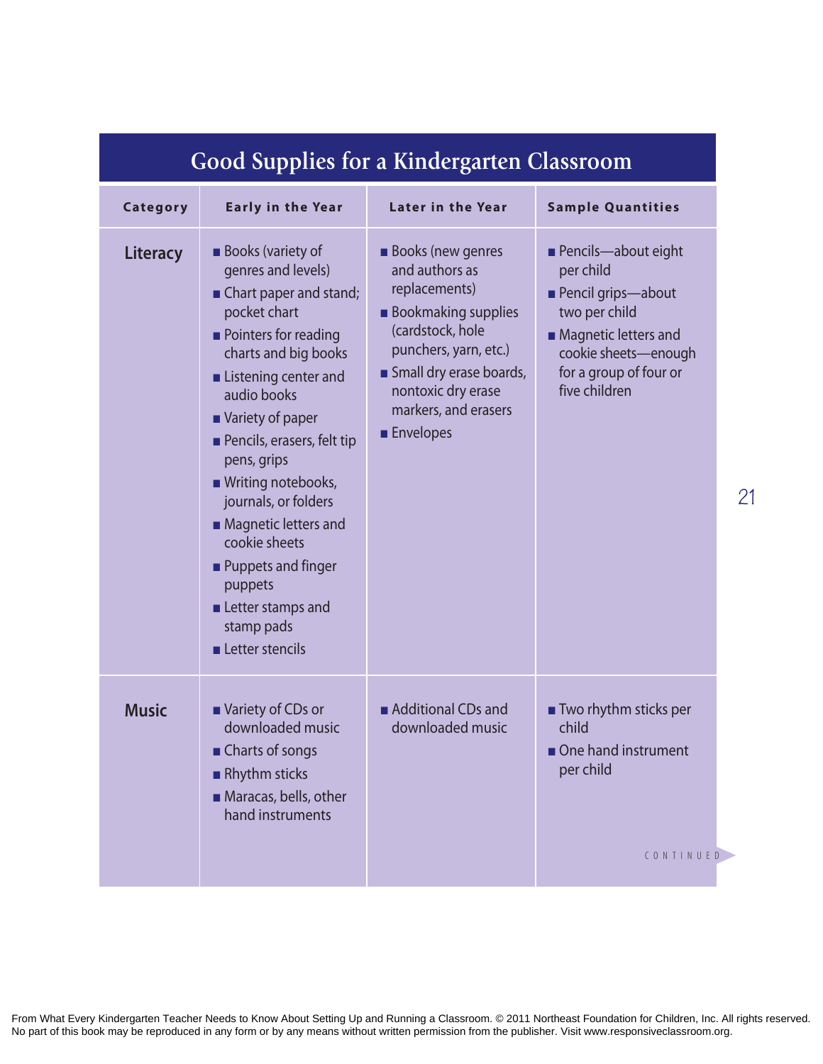## Good Supplies for a Kindergarten Classroom

| Category | Early in the Year | Later in the Year | Sample Quantities |
|---|---|---|---|
| **Literacy** | ■ Books (variety of genres and levels)<br>■ Chart paper and stand; pocket chart<br>■ Pointers for reading charts and big books<br>■ Listening center and audio books<br>■ Variety of paper<br>■ Pencils, erasers, felt tip pens, grips<br>■ Writing notebooks, journals, or folders<br>■ Magnetic letters and cookie sheets<br>■ Puppets and finger puppets<br>■ Letter stamps and stamp pads<br>■ Letter stencils | ■ Books (new genres and authors as replacements)<br>■ Bookmaking supplies (cardstock, hole punchers, yarn, etc.)<br>■ Small dry erase boards, nontoxic dry erase markers, and erasers<br>■ Envelopes | ■ Pencils—about eight per child<br>■ Pencil grips—about two per child<br>■ Magnetic letters and cookie sheets—enough for a group of four or five children |
| **Music** | ■ Variety of CDs or downloaded music<br>■ Charts of songs<br>■ Rhythm sticks<br>■ Maracas, bells, other hand instruments | ■ Additional CDs and downloaded music | ■ Two rhythm sticks per child<br>■ One hand instrument per child |

CONTINUED

From What Every Kindergarten Teacher Needs to Know About Setting Up and Running a Classroom. © 2011 Northeast Foundation for Children, Inc. All rights reserved. No part of this book may be reproduced in any form or by any means without written permission from the publisher. Visit www.responsiveclassroom.org.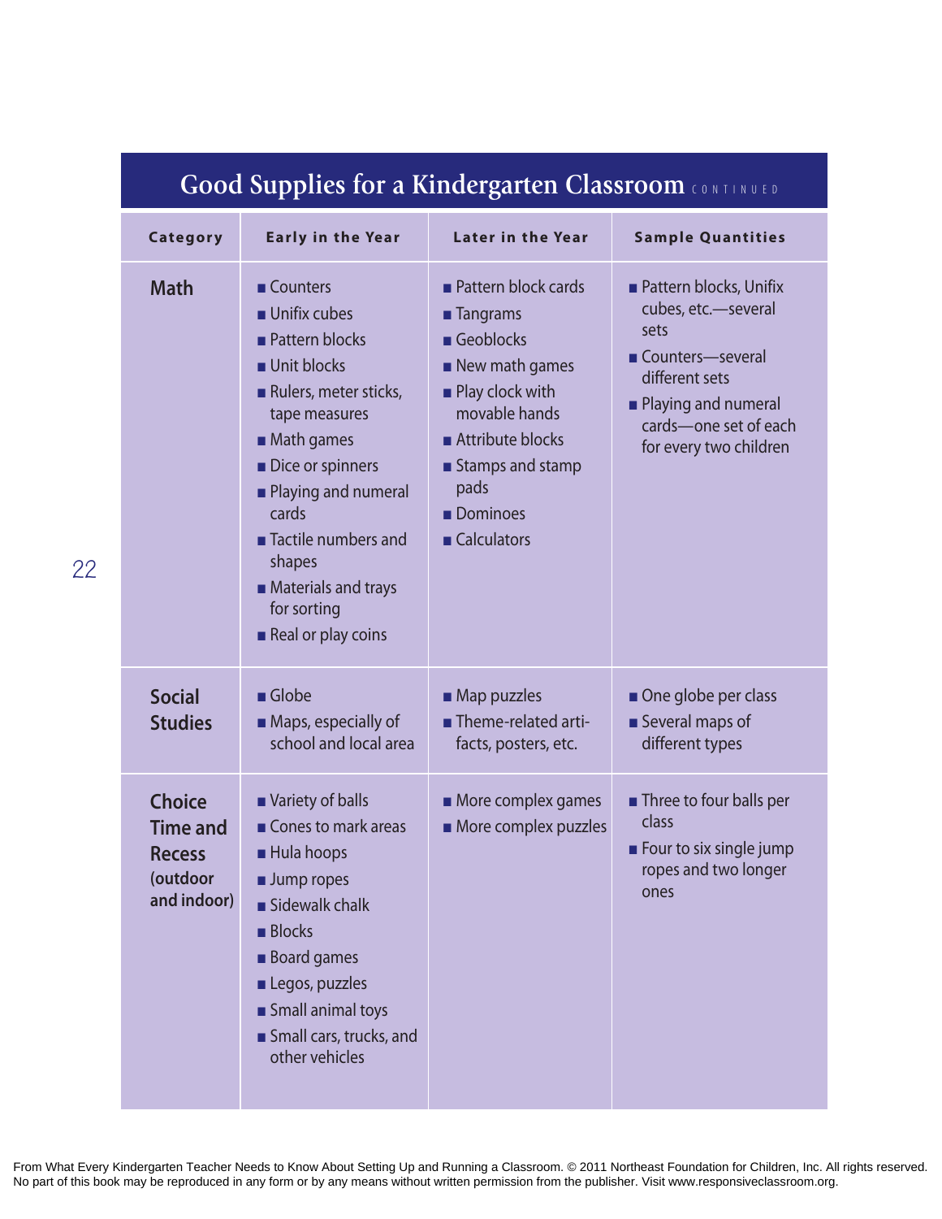## Good Supplies for a Kindergarten Classroom CONTINUED

| Category | Early in the Year | Later in the Year | Sample Quantities |
|---|---|---|---|
| **Math** | ■ Counters<br>■ Unifix cubes<br>■ Pattern blocks<br>■ Unit blocks<br>■ Rulers, meter sticks, tape measures<br>■ Math games<br>■ Dice or spinners<br>■ Playing and numeral cards<br>■ Tactile numbers and shapes<br>■ Materials and trays for sorting<br>■ Real or play coins | ■ Pattern block cards<br>■ Tangrams<br>■ Geoblocks<br>■ New math games<br>■ Play clock with movable hands<br>■ Attribute blocks<br>■ Stamps and stamp pads<br>■ Dominoes<br>■ Calculators | ■ Pattern blocks, Unifix cubes, etc.—several sets<br>■ Counters—several different sets<br>■ Playing and numeral cards—one set of each for every two children |
| **Social Studies** | ■ Globe<br>■ Maps, especially of school and local area | ■ Map puzzles<br>■ Theme-related artifacts, posters, etc. | ■ One globe per class<br>■ Several maps of different types |
| **Choice Time and Recess (outdoor and indoor)** | ■ Variety of balls<br>■ Cones to mark areas<br>■ Hula hoops<br>■ Jump ropes<br>■ Sidewalk chalk<br>■ Blocks<br>■ Board games<br>■ Legos, puzzles<br>■ Small animal toys<br>■ Small cars, trucks, and other vehicles | ■ More complex games<br>■ More complex puzzles | ■ Three to four balls per class<br>■ Four to six single jump ropes and two longer ones |

From What Every Kindergarten Teacher Needs to Know About Setting Up and Running a Classroom. © 2011 Northeast Foundation for Children, Inc. All rights reserved. No part of this book may be reproduced in any form or by any means without written permission from the publisher. Visit www.responsiveclassroom.org.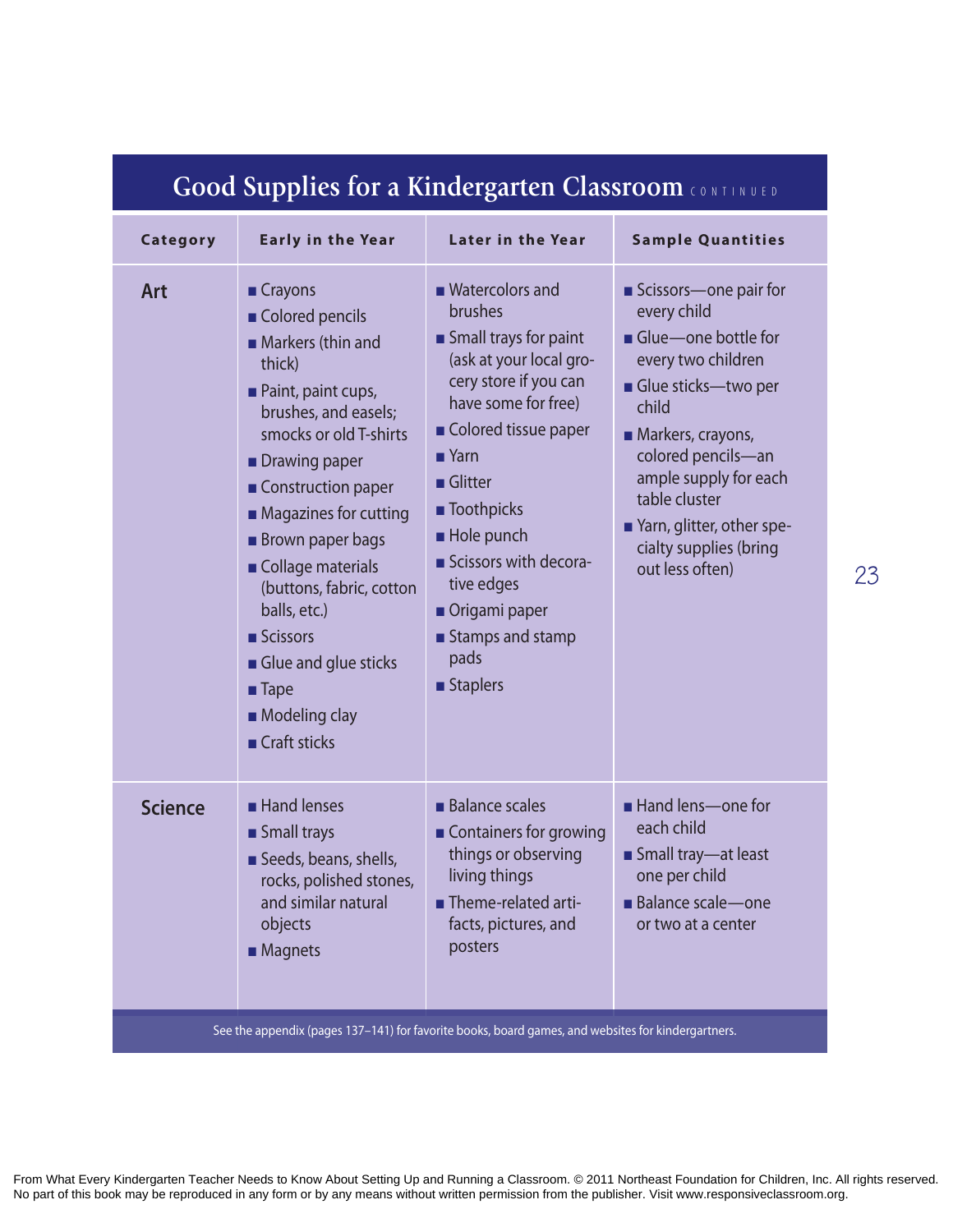## Good Supplies for a Kindergarten Classroom CONTINUED

| Category | Early in the Year | Later in the Year | Sample Quantities |
|---|---|---|---|
| **Art** | ■ Crayons<br>■ Colored pencils<br>■ Markers (thin and thick)<br>■ Paint, paint cups, brushes, and easels; smocks or old T-shirts<br>■ Drawing paper<br>■ Construction paper<br>■ Magazines for cutting<br>■ Brown paper bags<br>■ Collage materials (buttons, fabric, cotton balls, etc.)<br>■ Scissors<br>■ Glue and glue sticks<br>■ Tape<br>■ Modeling clay<br>■ Craft sticks | ■ Watercolors and brushes<br>■ Small trays for paint (ask at your local grocery store if you can have some for free)<br>■ Colored tissue paper<br>■ Yarn<br>■ Glitter<br>■ Toothpicks<br>■ Hole punch<br>■ Scissors with decorative edges<br>■ Origami paper<br>■ Stamps and stamp pads<br>■ Staplers | ■ Scissors—one pair for every child<br>■ Glue—one bottle for every two children<br>■ Glue sticks—two per child<br>■ Markers, crayons, colored pencils—an ample supply for each table cluster<br>■ Yarn, glitter, other specialty supplies (bring out less often) |
| **Science** | ■ Hand lenses<br>■ Small trays<br>■ Seeds, beans, shells, rocks, polished stones, and similar natural objects<br>■ Magnets | ■ Balance scales<br>■ Containers for growing things or observing living things<br>■ Theme-related artifacts, pictures, and posters | ■ Hand lens—one for each child<br>■ Small tray—at least one per child<br>■ Balance scale—one or two at a center |

See the appendix (pages 137–141) for favorite books, board games, and websites for kindergartners.

From What Every Kindergarten Teacher Needs to Know About Setting Up and Running a Classroom. © 2011 Northeast Foundation for Children, Inc. All rights reserved. No part of this book may be reproduced in any form or by any means without written permission from the publisher. Visit www.responsiveclassroom.org.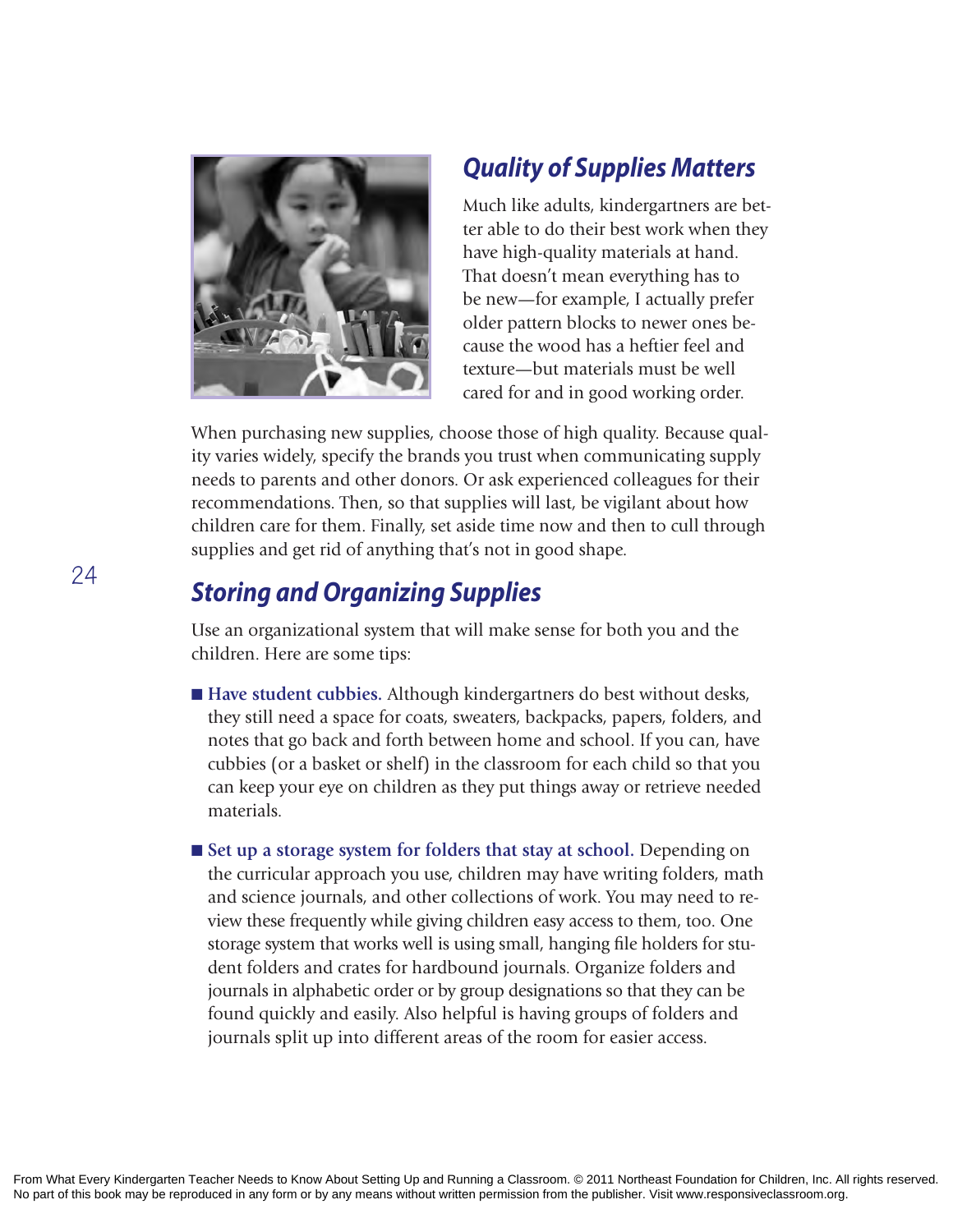## *Quality of Supplies Matters*

Much like adults, kindergartners are better able to do their best work when they have high-quality materials at hand. That doesn't mean everything has to be new—for example, I actually prefer older pattern blocks to newer ones because the wood has a heftier feel and texture—but materials must be well cared for and in good working order.

When purchasing new supplies, choose those of high quality. Because quality varies widely, specify the brands you trust when communicating supply needs to parents and other donors. Or ask experienced colleagues for their recommendations. Then, so that supplies will last, be vigilant about how children care for them. Finally, set aside time now and then to cull through supplies and get rid of anything that's not in good shape.

## *Storing and Organizing Supplies*

Use an organizational system that will make sense for both you and the children. Here are some tips:

- **Have student cubbies.** Although kindergartners do best without desks, they still need a space for coats, sweaters, backpacks, papers, folders, and notes that go back and forth between home and school. If you can, have cubbies (or a basket or shelf) in the classroom for each child so that you can keep your eye on children as they put things away or retrieve needed materials.
- **Set up a storage system for folders that stay at school.** Depending on the curricular approach you use, children may have writing folders, math and science journals, and other collections of work. You may need to review these frequently while giving children easy access to them, too. One storage system that works well is using small, hanging file holders for student folders and crates for hardbound journals. Organize folders and journals in alphabetic order or by group designations so that they can be found quickly and easily. Also helpful is having groups of folders and journals split up into different areas of the room for easier access.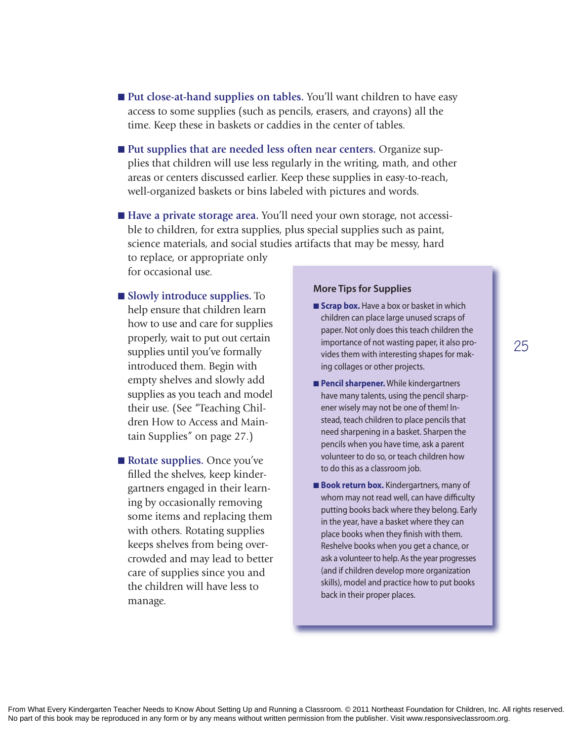- **Put close-at-hand supplies on tables.** You'll want children to have easy access to some supplies (such as pencils, erasers, and crayons) all the time. Keep these in baskets or caddies in the center of tables.

- **Put supplies that are needed less often near centers.** Organize supplies that children will use less regularly in the writing, math, and other areas or centers discussed earlier. Keep these supplies in easy-to-reach, well-organized baskets or bins labeled with pictures and words.

- **Have a private storage area.** You'll need your own storage, not accessible to children, for extra supplies, plus special supplies such as paint, science materials, and social studies artifacts that may be messy, hard to replace, or appropriate only for occasional use.

- **Slowly introduce supplies.** To help ensure that children learn how to use and care for supplies properly, wait to put out certain supplies until you've formally introduced them. Begin with empty shelves and slowly add supplies as you teach and model their use. (See "Teaching Children How to Access and Maintain Supplies" on page 27.)

- **Rotate supplies.** Once you've filled the shelves, keep kindergartners engaged in their learning by occasionally removing some items and replacing them with others. Rotating supplies keeps shelves from being overcrowded and may lead to better care of supplies since you and the children will have less to manage.

### More Tips for Supplies

- **Scrap box.** Have a box or basket in which children can place large unused scraps of paper. Not only does this teach children the importance of not wasting paper, it also provides them with interesting shapes for making collages or other projects.

- **Pencil sharpener.** While kindergartners have many talents, using the pencil sharpener wisely may not be one of them! Instead, teach children to place pencils that need sharpening in a basket. Sharpen the pencils when you have time, ask a parent volunteer to do so, or teach children how to do this as a classroom job.

- **Book return box.** Kindergartners, many of whom may not read well, can have difficulty putting books back where they belong. Early in the year, have a basket where they can place books when they finish with them. Reshelve books when you get a chance, or ask a volunteer to help. As the year progresses (and if children develop more organization skills), model and practice how to put books back in their proper places.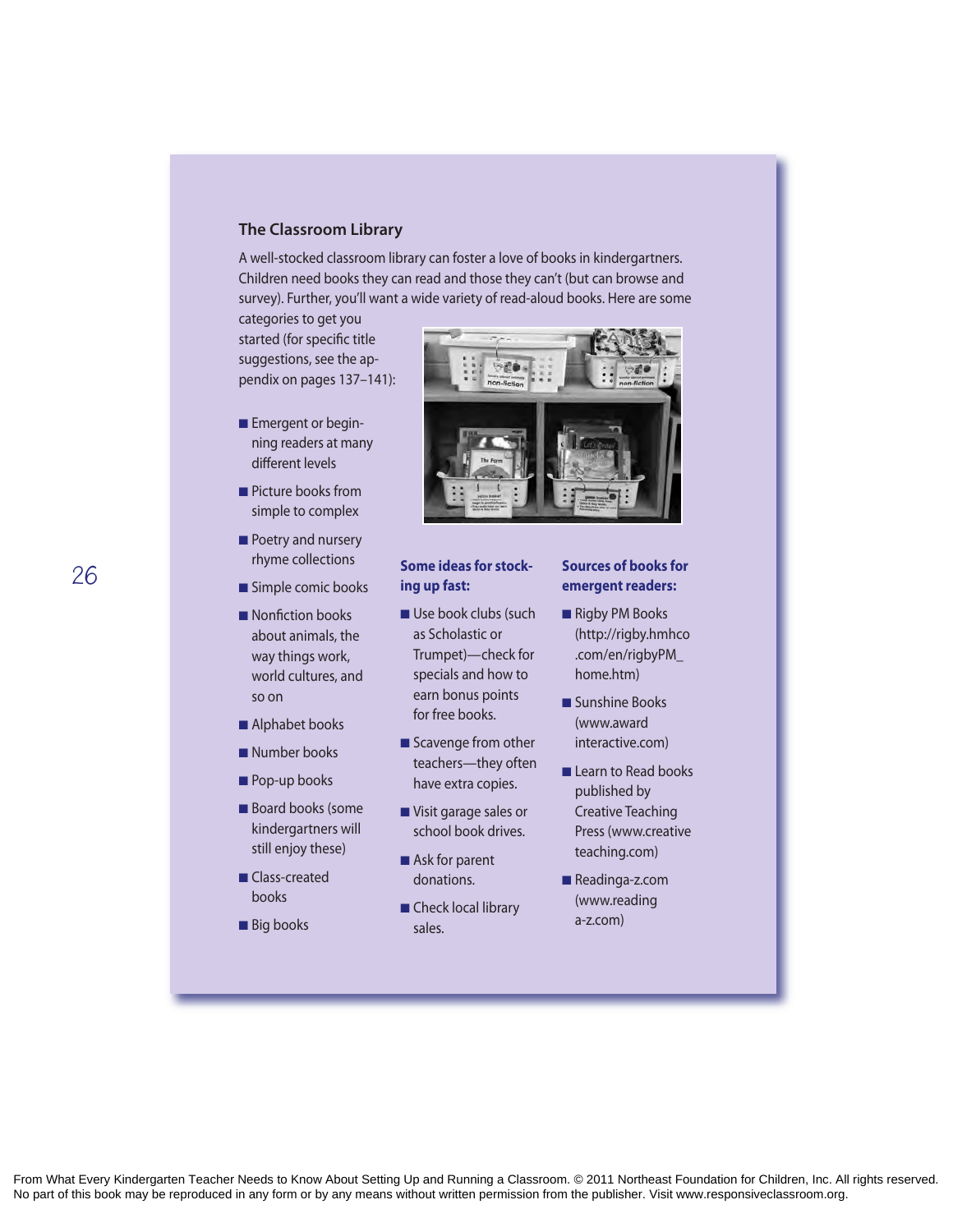### The Classroom Library

A well-stocked classroom library can foster a love of books in kindergartners. Children need books they can read and those they can't (but can browse and survey). Further, you'll want a wide variety of read-aloud books. Here are some categories to get you started (for specific title suggestions, see the appendix on pages 137–141):

- Emergent or beginning readers at many different levels
- Picture books from simple to complex
- Poetry and nursery rhyme collections
- Simple comic books
- Nonfiction books about animals, the way things work, world cultures, and so on
- Alphabet books
- Number books
- Pop-up books
- Board books (some kindergartners will still enjoy these)
- Class-created books
- Big books

**Some ideas for stocking up fast:**

- Use book clubs (such as Scholastic or Trumpet)—check for specials and how to earn bonus points for free books.
- Scavenge from other teachers—they often have extra copies.
- Visit garage sales or school book drives.
- Ask for parent donations.
- Check local library sales.

**Sources of books for emergent readers:**

- Rigby PM Books (http://rigby.hmhco.com/en/rigbyPM_home.htm)
- Sunshine Books (www.awardinteractive.com)
- Learn to Read books published by Creative Teaching Press (www.creativeteaching.com)
- Readinga-z.com (www.readinga-z.com)

From What Every Kindergarten Teacher Needs to Know About Setting Up and Running a Classroom. © 2011 Northeast Foundation for Children, Inc. All rights reserved. No part of this book may be reproduced in any form or by any means without written permission from the publisher. Visit www.responsiveclassroom.org.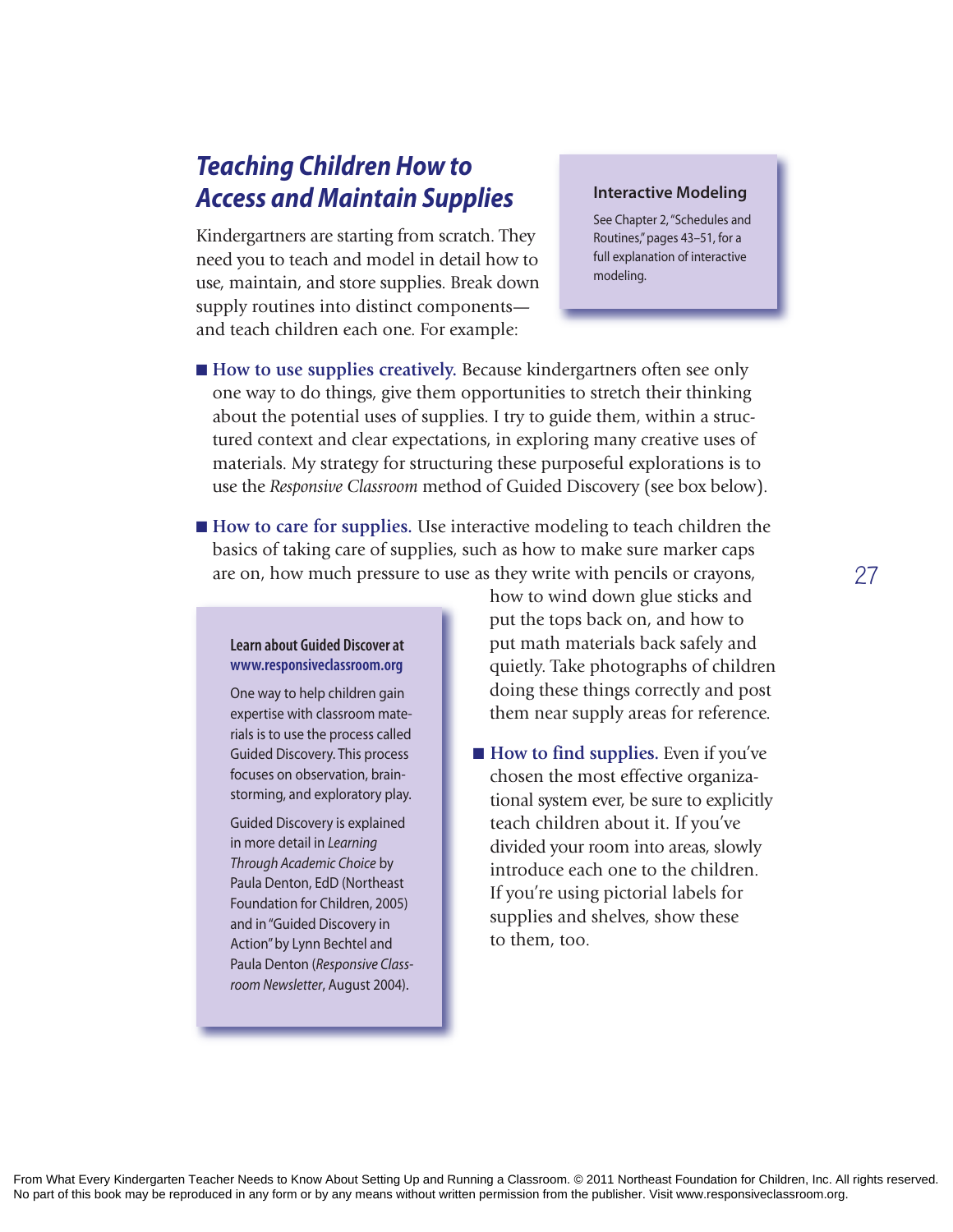## Teaching Children How to Access and Maintain Supplies

Kindergartners are starting from scratch. They need you to teach and model in detail how to use, maintain, and store supplies. Break down supply routines into distinct components—and teach children each one. For example:

> **Interactive Modeling**
>
> See Chapter 2, "Schedules and Routines," pages 43–51, for a full explanation of interactive modeling.

- **How to use supplies creatively.** Because kindergartners often see only one way to do things, give them opportunities to stretch their thinking about the potential uses of supplies. I try to guide them, within a structured context and clear expectations, in exploring many creative uses of materials. My strategy for structuring these purposeful explorations is to use the *Responsive Classroom* method of Guided Discovery (see box below).

- **How to care for supplies.** Use interactive modeling to teach children the basics of taking care of supplies, such as how to make sure marker caps are on, how much pressure to use as they write with pencils or crayons, how to wind down glue sticks and put the tops back on, and how to put math materials back safely and quietly. Take photographs of children doing these things correctly and post them near supply areas for reference.

- **How to find supplies.** Even if you've chosen the most effective organizational system ever, be sure to explicitly teach children about it. If you've divided your room into areas, slowly introduce each one to the children. If you're using pictorial labels for supplies and shelves, show these to them, too.

> **Learn about Guided Discover at www.responsiveclassroom.org**
>
> One way to help children gain expertise with classroom materials is to use the process called Guided Discovery. This process focuses on observation, brainstorming, and exploratory play.
>
> Guided Discovery is explained in more detail in *Learning Through Academic Choice* by Paula Denton, EdD (Northeast Foundation for Children, 2005) and in "Guided Discovery in Action" by Lynn Bechtel and Paula Denton (*Responsive Classroom Newsletter*, August 2004).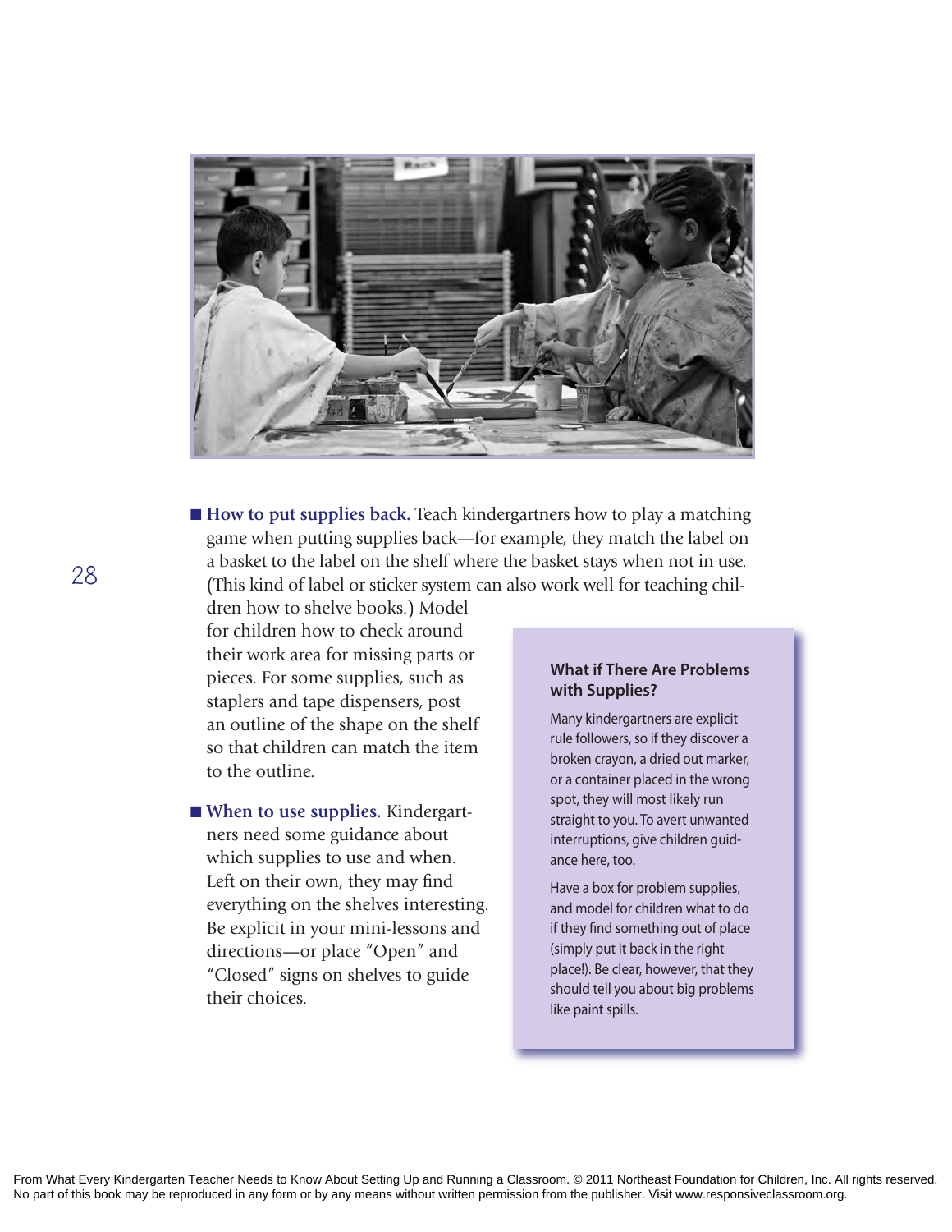- **How to put supplies back.** Teach kindergartners how to play a matching game when putting supplies back—for example, they match the label on a basket to the label on the shelf where the basket stays when not in use. (This kind of label or sticker system can also work well for teaching children how to shelve books.) Model for children how to check around their work area for missing parts or pieces. For some supplies, such as staplers and tape dispensers, post an outline of the shape on the shelf so that children can match the item to the outline.

- **When to use supplies.** Kindergartners need some guidance about which supplies to use and when. Left on their own, they may find everything on the shelves interesting. Be explicit in your mini-lessons and directions—or place "Open" and "Closed" signs on shelves to guide their choices.

### What if There Are Problems with Supplies?

Many kindergartners are explicit rule followers, so if they discover a broken crayon, a dried out marker, or a container placed in the wrong spot, they will most likely run straight to you. To avert unwanted interruptions, give children guidance here, too.

Have a box for problem supplies, and model for children what to do if they find something out of place (simply put it back in the right place!). Be clear, however, that they should tell you about big problems like paint spills.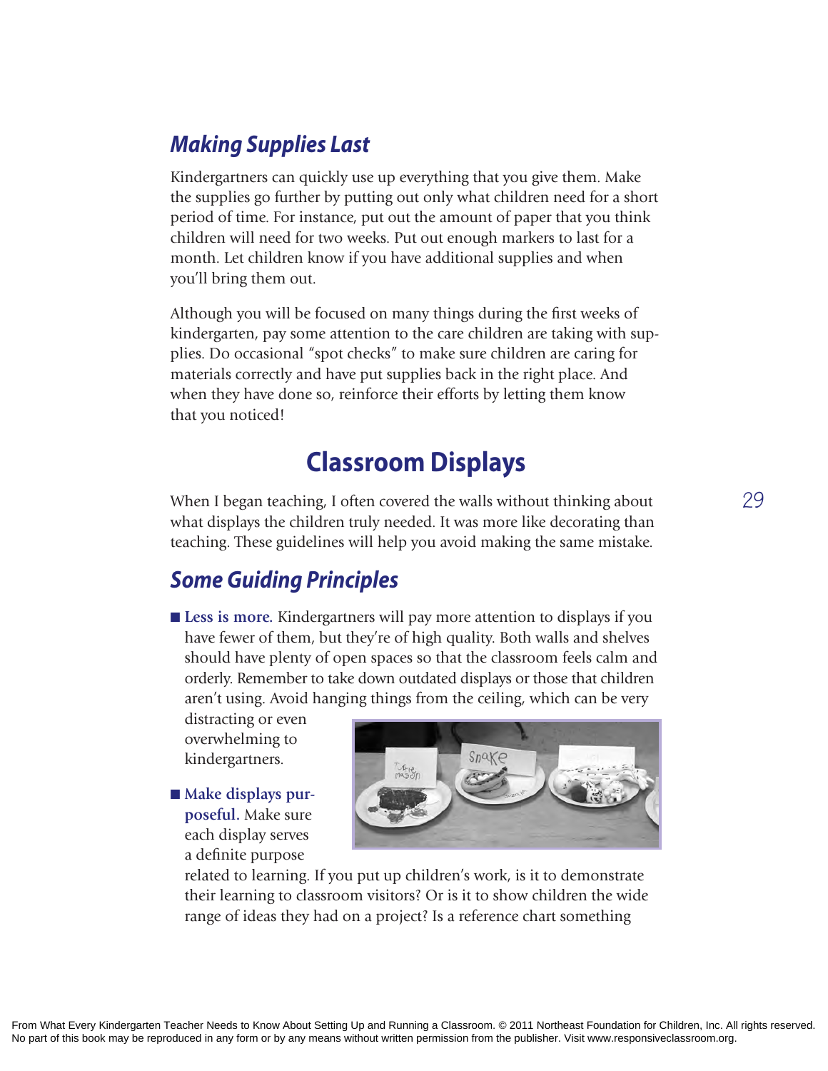## *Making Supplies Last*

Kindergartners can quickly use up everything that you give them. Make the supplies go further by putting out only what children need for a short period of time. For instance, put out the amount of paper that you think children will need for two weeks. Put out enough markers to last for a month. Let children know if you have additional supplies and when you'll bring them out.

Although you will be focused on many things during the first weeks of kindergarten, pay some attention to the care children are taking with supplies. Do occasional "spot checks" to make sure children are caring for materials correctly and have put supplies back in the right place. And when they have done so, reinforce their efforts by letting them know that you noticed!

# Classroom Displays

When I began teaching, I often covered the walls without thinking about what displays the children truly needed. It was more like decorating than teaching. These guidelines will help you avoid making the same mistake.

## *Some Guiding Principles*

- **Less is more.** Kindergartners will pay more attention to displays if you have fewer of them, but they're of high quality. Both walls and shelves should have plenty of open spaces so that the classroom feels calm and orderly. Remember to take down outdated displays or those that children aren't using. Avoid hanging things from the ceiling, which can be very distracting or even overwhelming to kindergartners.
- **Make displays purposeful.** Make sure each display serves a definite purpose related to learning. If you put up children's work, is it to demonstrate their learning to classroom visitors? Or is it to show children the wide range of ideas they had on a project? Is a reference chart something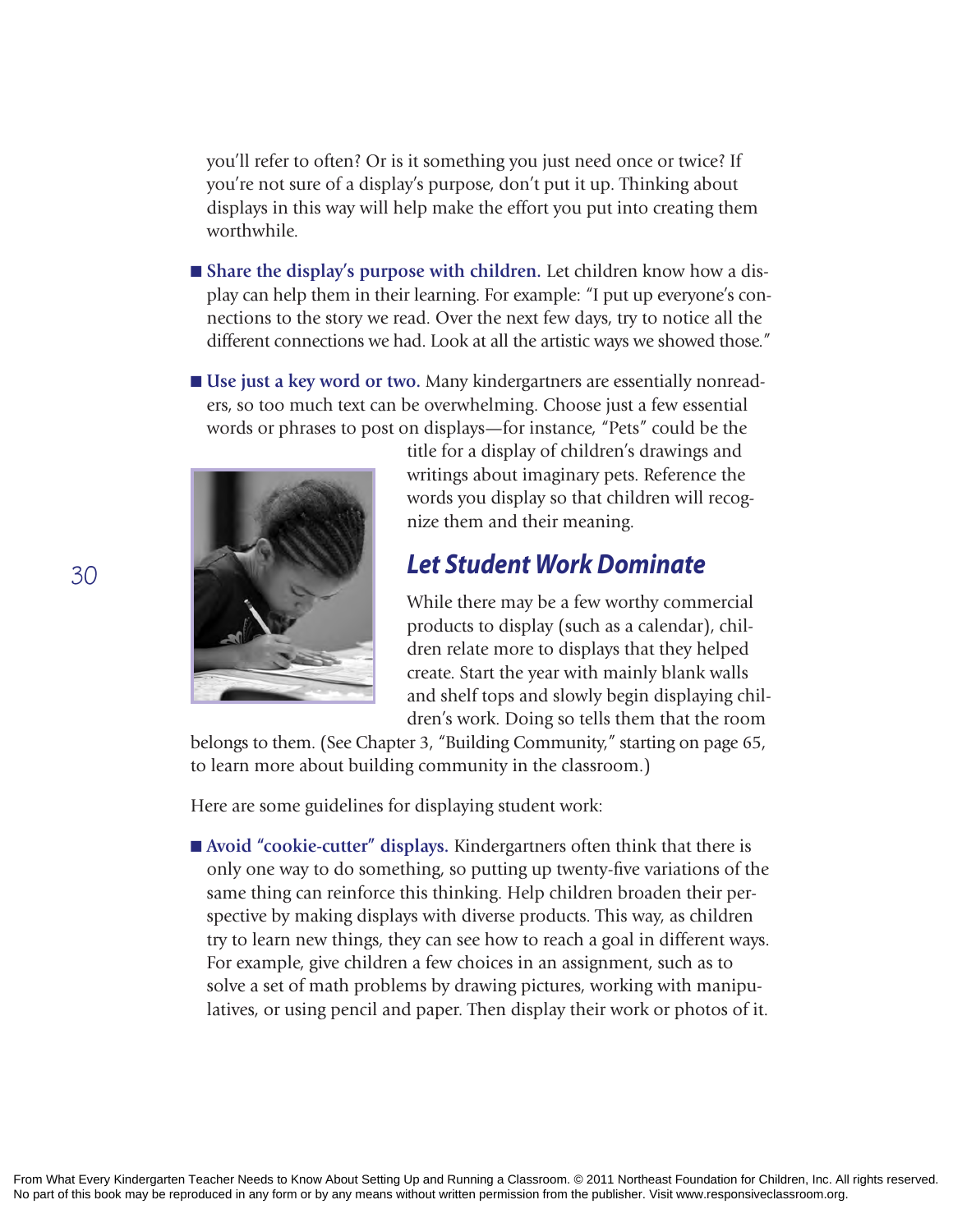you'll refer to often? Or is it something you just need once or twice? If you're not sure of a display's purpose, don't put it up. Thinking about displays in this way will help make the effort you put into creating them worthwhile.

- **Share the display's purpose with children.** Let children know how a display can help them in their learning. For example: "I put up everyone's connections to the story we read. Over the next few days, try to notice all the different connections we had. Look at all the artistic ways we showed those."

- **Use just a key word or two.** Many kindergartners are essentially nonreaders, so too much text can be overwhelming. Choose just a few essential words or phrases to post on displays—for instance, "Pets" could be the title for a display of children's drawings and writings about imaginary pets. Reference the words you display so that children will recognize them and their meaning.

## *Let Student Work Dominate*

While there may be a few worthy commercial products to display (such as a calendar), children relate more to displays that they helped create. Start the year with mainly blank walls and shelf tops and slowly begin displaying children's work. Doing so tells them that the room belongs to them. (See Chapter 3, "Building Community," starting on page 65, to learn more about building community in the classroom.)

Here are some guidelines for displaying student work:

- **Avoid "cookie-cutter" displays.** Kindergartners often think that there is only one way to do something, so putting up twenty-five variations of the same thing can reinforce this thinking. Help children broaden their perspective by making displays with diverse products. This way, as children try to learn new things, they can see how to reach a goal in different ways. For example, give children a few choices in an assignment, such as to solve a set of math problems by drawing pictures, working with manipulatives, or using pencil and paper. Then display their work or photos of it.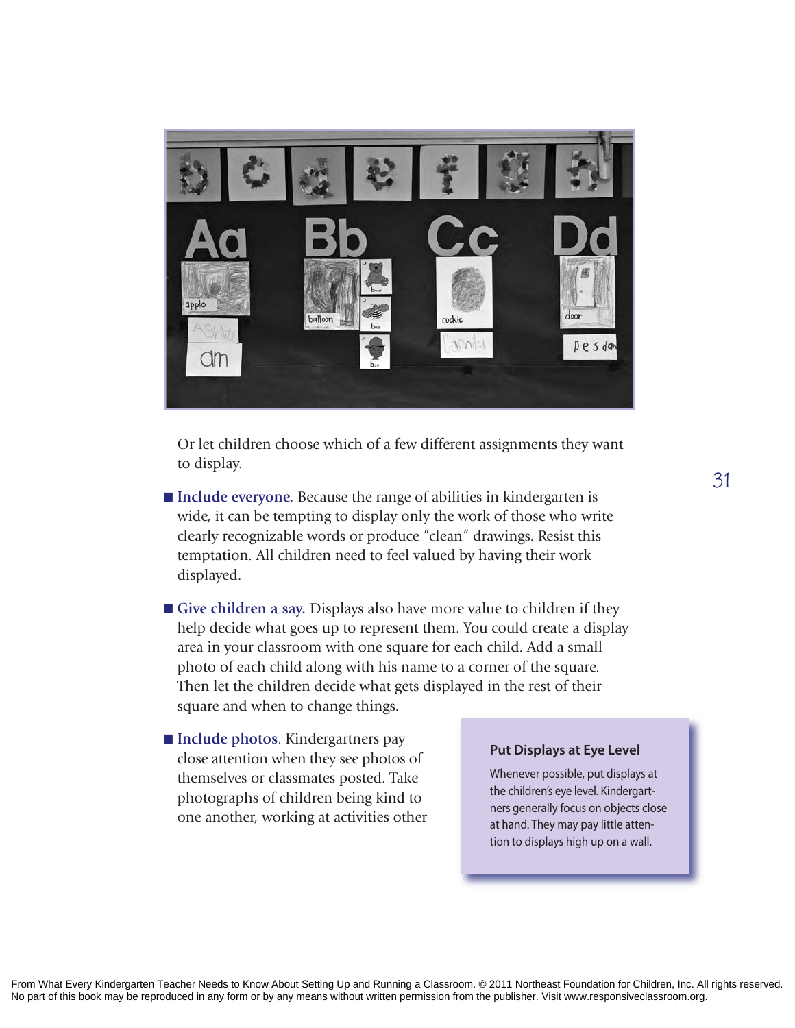Or let children choose which of a few different assignments they want to display.

- **Include everyone.** Because the range of abilities in kindergarten is wide, it can be tempting to display only the work of those who write clearly recognizable words or produce "clean" drawings. Resist this temptation. All children need to feel valued by having their work displayed.

- **Give children a say.** Displays also have more value to children if they help decide what goes up to represent them. You could create a display area in your classroom with one square for each child. Add a small photo of each child along with his name to a corner of the square. Then let the children decide what gets displayed in the rest of their square and when to change things.

- **Include photos**. Kindergartners pay close attention when they see photos of themselves or classmates posted. Take photographs of children being kind to one another, working at activities other

### Put Displays at Eye Level

Whenever possible, put displays at the children's eye level. Kindergartners generally focus on objects close at hand. They may pay little attention to displays high up on a wall.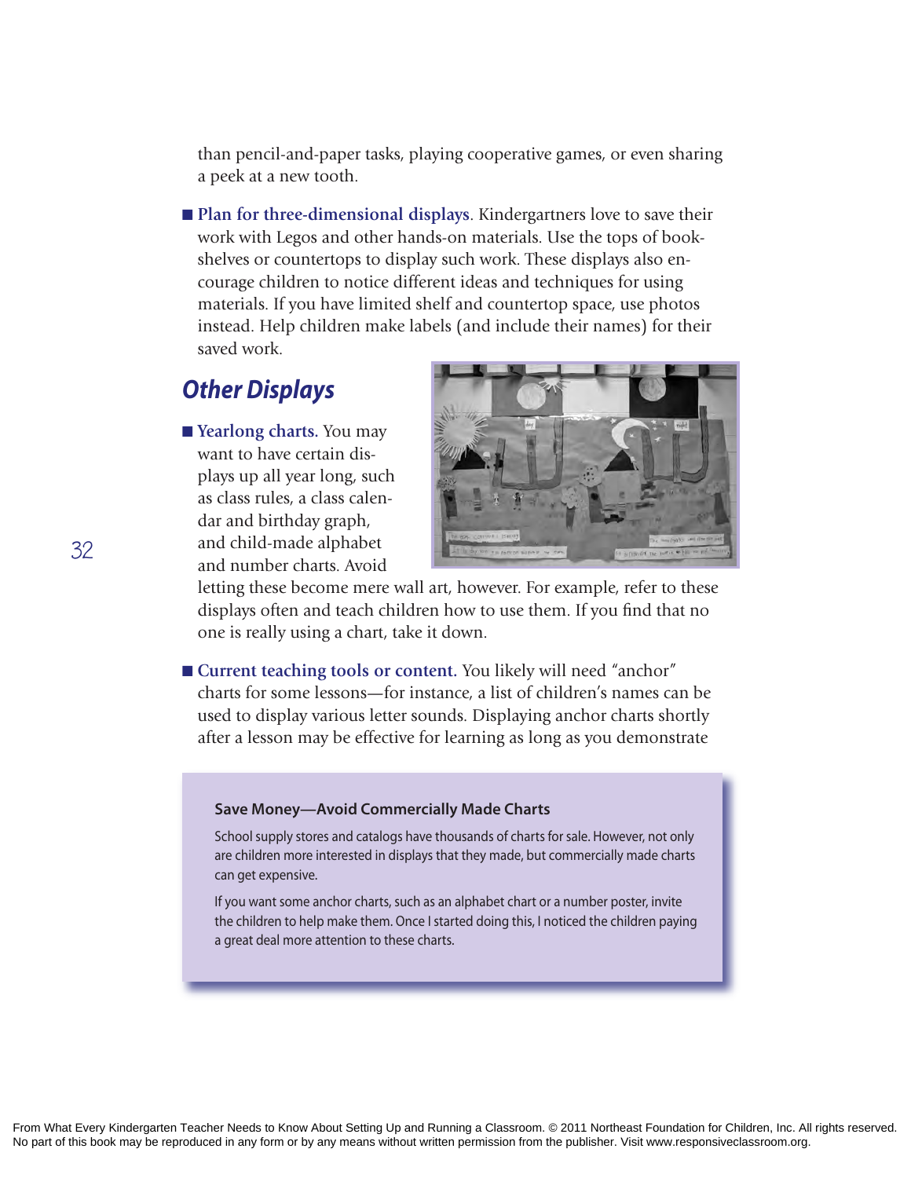than pencil-and-paper tasks, playing cooperative games, or even sharing a peek at a new tooth.

- **Plan for three-dimensional displays.** Kindergartners love to save their work with Legos and other hands-on materials. Use the tops of bookshelves or countertops to display such work. These displays also encourage children to notice different ideas and techniques for using materials. If you have limited shelf and countertop space, use photos instead. Help children make labels (and include their names) for their saved work.

## Other Displays

- **Yearlong charts.** You may want to have certain displays up all year long, such as class rules, a class calendar and birthday graph, and child-made alphabet and number charts. Avoid letting these become mere wall art, however. For example, refer to these displays often and teach children how to use them. If you find that no one is really using a chart, take it down.

- **Current teaching tools or content.** You likely will need "anchor" charts for some lessons—for instance, a list of children's names can be used to display various letter sounds. Displaying anchor charts shortly after a lesson may be effective for learning as long as you demonstrate

> **Save Money—Avoid Commercially Made Charts**
>
> School supply stores and catalogs have thousands of charts for sale. However, not only are children more interested in displays that they made, but commercially made charts can get expensive.
>
> If you want some anchor charts, such as an alphabet chart or a number poster, invite the children to help make them. Once I started doing this, I noticed the children paying a great deal more attention to these charts.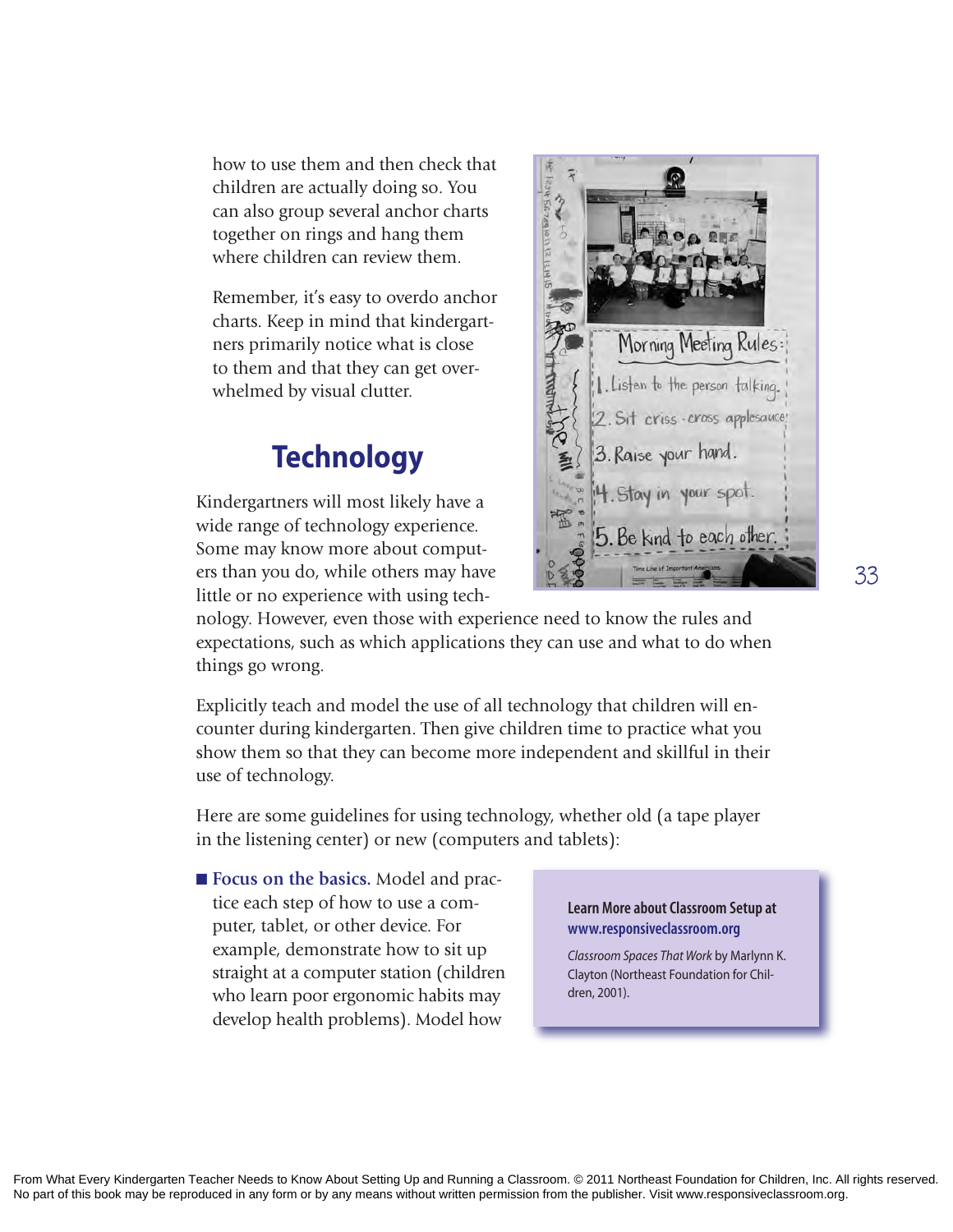how to use them and then check that children are actually doing so. You can also group several anchor charts together on rings and hang them where children can review them.

Remember, it's easy to overdo anchor charts. Keep in mind that kindergartners primarily notice what is close to them and that they can get overwhelmed by visual clutter.

## Technology

Kindergartners will most likely have a wide range of technology experience. Some may know more about computers than you do, while others may have little or no experience with using technology. However, even those with experience need to know the rules and expectations, such as which applications they can use and what to do when things go wrong.

Explicitly teach and model the use of all technology that children will encounter during kindergarten. Then give children time to practice what you show them so that they can become more independent and skillful in their use of technology.

Here are some guidelines for using technology, whether old (a tape player in the listening center) or new (computers and tablets):

- **Focus on the basics.** Model and practice each step of how to use a computer, tablet, or other device. For example, demonstrate how to sit up straight at a computer station (children who learn poor ergonomic habits may develop health problems). Model how

> **Learn More about Classroom Setup at www.responsiveclassroom.org**
>
> *Classroom Spaces That Work* by Marlynn K. Clayton (Northeast Foundation for Children, 2001).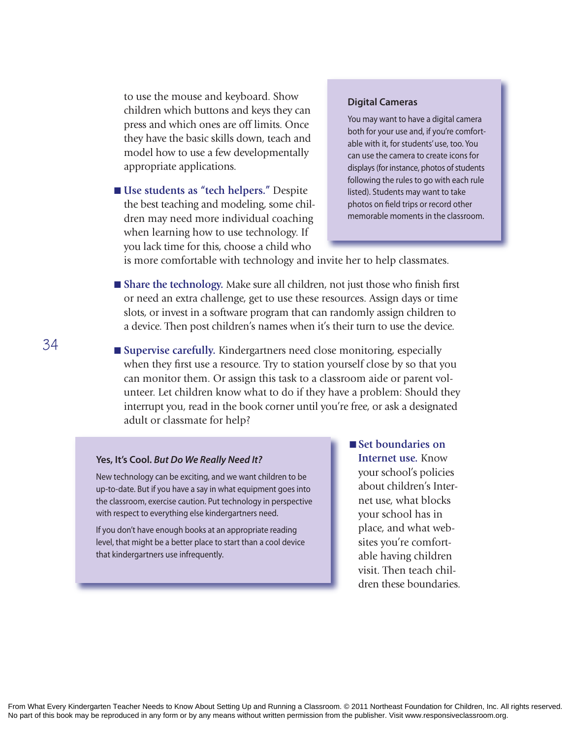to use the mouse and keyboard. Show children which buttons and keys they can press and which ones are off limits. Once they have the basic skills down, teach and model how to use a few developmentally appropriate applications.

- **Use students as "tech helpers."** Despite the best teaching and modeling, some children may need more individual coaching when learning how to use technology. If you lack time for this, choose a child who is more comfortable with technology and invite her to help classmates.

- **Share the technology.** Make sure all children, not just those who finish first or need an extra challenge, get to use these resources. Assign days or time slots, or invest in a software program that can randomly assign children to a device. Then post children's names when it's their turn to use the device.

- **Supervise carefully.** Kindergartners need close monitoring, especially when they first use a resource. Try to station yourself close by so that you can monitor them. Or assign this task to a classroom aide or parent volunteer. Let children know what to do if they have a problem: Should they interrupt you, read in the book corner until you're free, or ask a designated adult or classmate for help?

- **Set boundaries on Internet use.** Know your school's policies about children's Internet use, what blocks your school has in place, and what websites you're comfortable having children visit. Then teach children these boundaries.

> **Digital Cameras**
>
> You may want to have a digital camera both for your use and, if you're comfortable with it, for students' use, too. You can use the camera to create icons for displays (for instance, photos of students following the rules to go with each rule listed). Students may want to take photos on field trips or record other memorable moments in the classroom.

> **Yes, It's Cool. *But Do We Really Need It?***
>
> New technology can be exciting, and we want children to be up-to-date. But if you have a say in what equipment goes into the classroom, exercise caution. Put technology in perspective with respect to everything else kindergartners need.
>
> If you don't have enough books at an appropriate reading level, that might be a better place to start than a cool device that kindergartners use infrequently.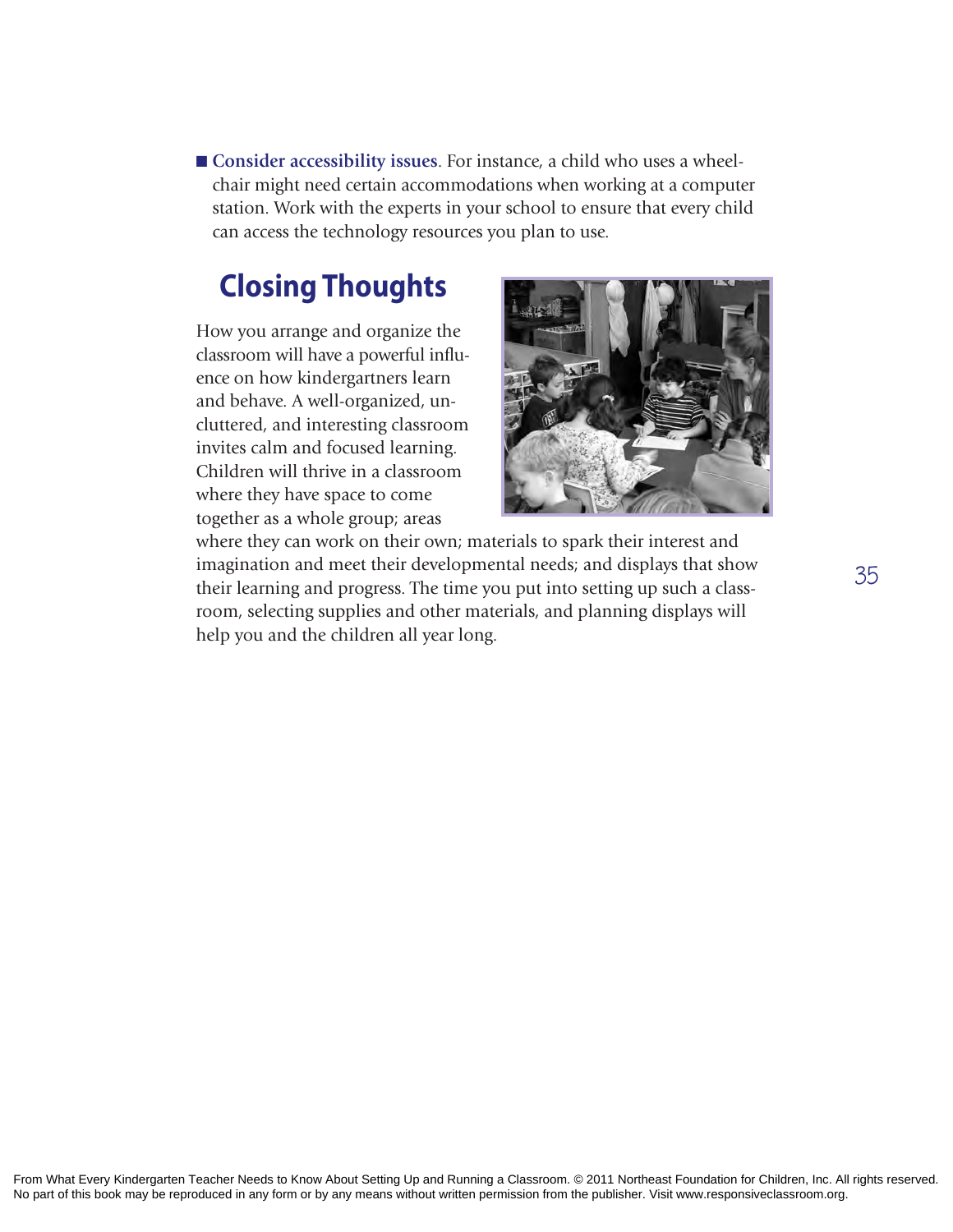- **Consider accessibility issues**. For instance, a child who uses a wheelchair might need certain accommodations when working at a computer station. Work with the experts in your school to ensure that every child can access the technology resources you plan to use.

## Closing Thoughts

How you arrange and organize the classroom will have a powerful influence on how kindergartners learn and behave. A well-organized, uncluttered, and interesting classroom invites calm and focused learning. Children will thrive in a classroom where they have space to come together as a whole group; areas where they can work on their own; materials to spark their interest and imagination and meet their developmental needs; and displays that show their learning and progress. The time you put into setting up such a classroom, selecting supplies and other materials, and planning displays will help you and the children all year long.

From What Every Kindergarten Teacher Needs to Know About Setting Up and Running a Classroom. © 2011 Northeast Foundation for Children, Inc. All rights reserved. No part of this book may be reproduced in any form or by any means without written permission from the publisher. Visit www.responsiveclassroom.org.